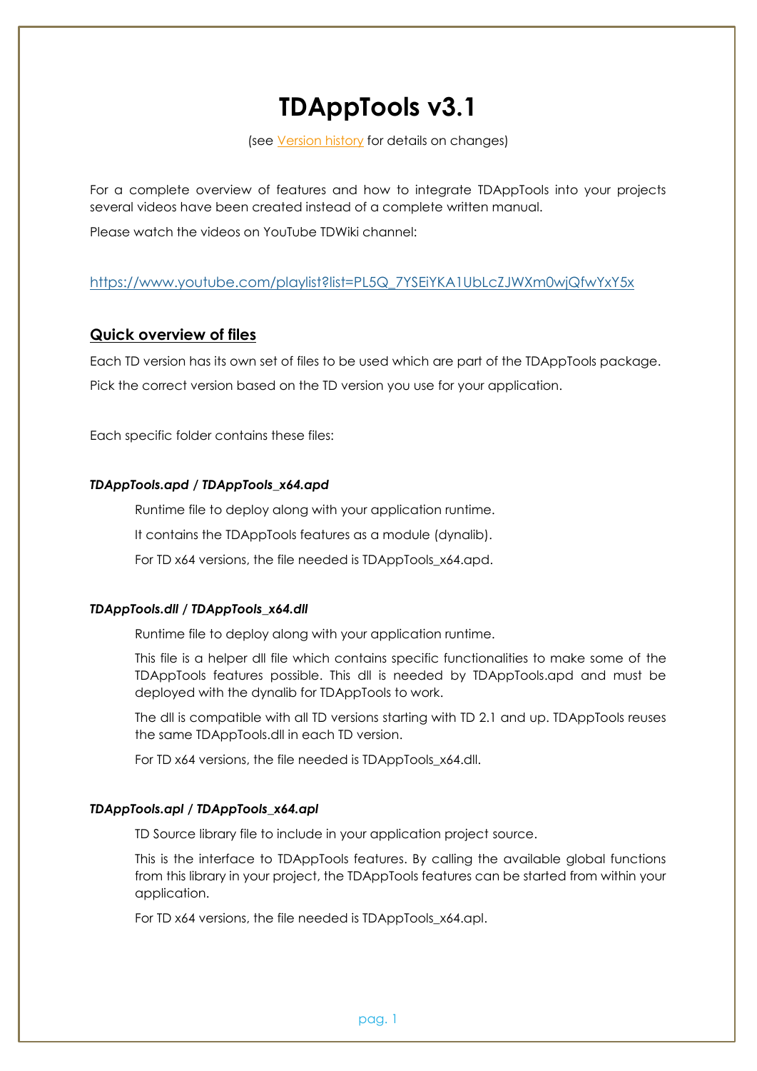# TDAppTools v3.1

(see Version history for details on changes)

For a complete overview of features and how to integrate TDAppTools into your projects several videos have been created instead of a complete written manual.

Please watch the videos on YouTube TDWiki channel:

https://www.youtube.com/playlist?list=PL5Q_7YSEiYKA1UbLcZJWXm0wjQfwYxY5x

## Quick overview of files

Each TD version has its own set of files to be used which are part of the TDAppTools package.

Pick the correct version based on the TD version you use for your application.

Each specific folder contains these files:

***TDAppTools.apd / TDAppTools_x64.apd***

Runtime file to deploy along with your application runtime.

It contains the TDAppTools features as a module (dynalib).

For TD x64 versions, the file needed is TDAppTools_x64.apd.

***TDAppTools.dll / TDAppTools_x64.dll***

Runtime file to deploy along with your application runtime.

This file is a helper dll file which contains specific functionalities to make some of the TDAppTools features possible. This dll is needed by TDAppTools.apd and must be deployed with the dynalib for TDAppTools to work.

The dll is compatible with all TD versions starting with TD 2.1 and up. TDAppTools reuses the same TDAppTools.dll in each TD version.

For TD x64 versions, the file needed is TDAppTools_x64.dll.

***TDAppTools.apl / TDAppTools_x64.apl***

TD Source library file to include in your application project source.

This is the interface to TDAppTools features. By calling the available global functions from this library in your project, the TDAppTools features can be started from within your application.

For TD x64 versions, the file needed is TDAppTools_x64.apl.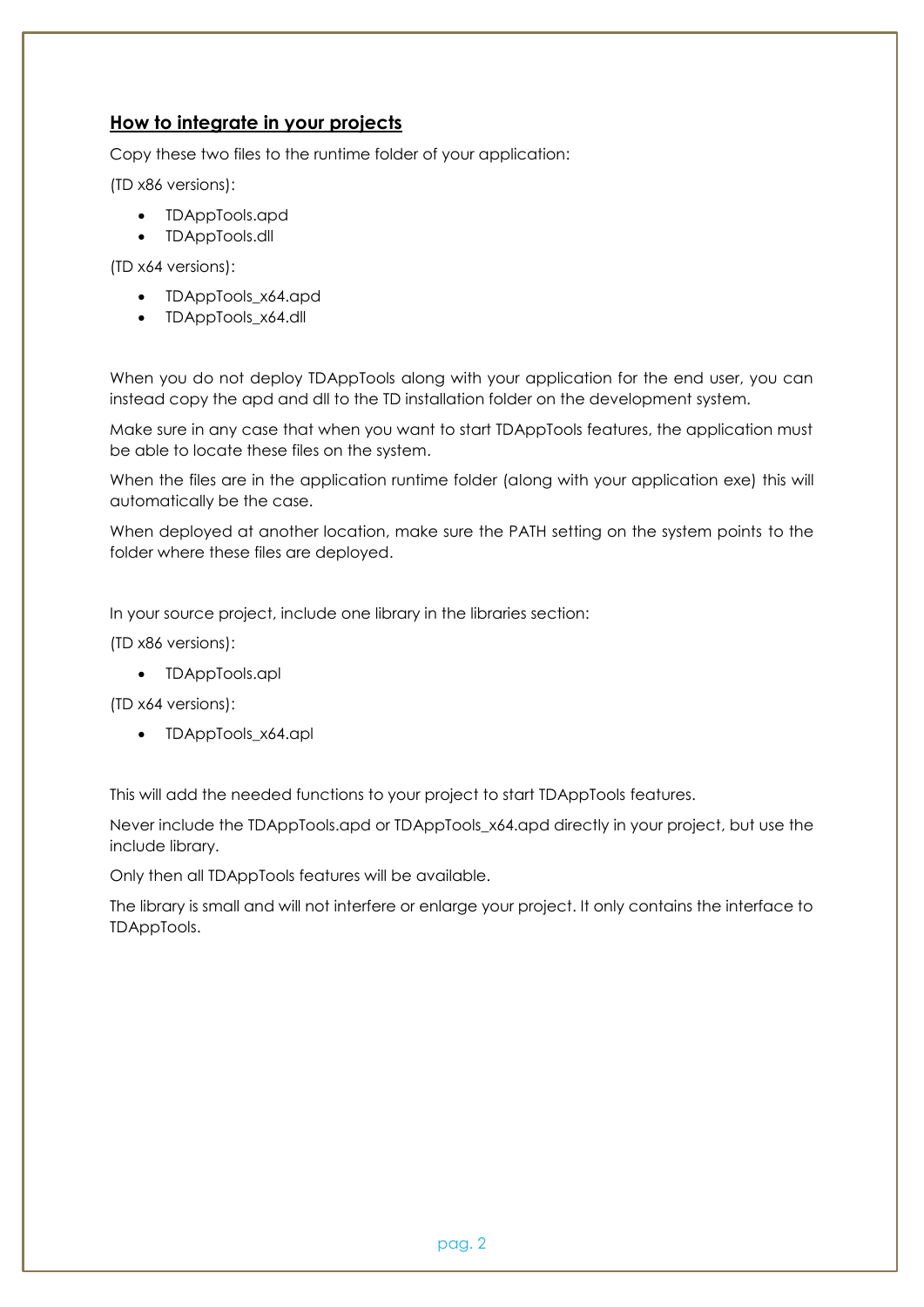## How to integrate in your projects

Copy these two files to the runtime folder of your application:

(TD x86 versions):

- TDAppTools.apd
- TDAppTools.dll

(TD x64 versions):

- TDAppTools_x64.apd
- TDAppTools_x64.dll

When you do not deploy TDAppTools along with your application for the end user, you can instead copy the apd and dll to the TD installation folder on the development system.

Make sure in any case that when you want to start TDAppTools features, the application must be able to locate these files on the system.

When the files are in the application runtime folder (along with your application exe) this will automatically be the case.

When deployed at another location, make sure the PATH setting on the system points to the folder where these files are deployed.

In your source project, include one library in the libraries section:

(TD x86 versions):

- TDAppTools.apl

(TD x64 versions):

- TDAppTools_x64.apl

This will add the needed functions to your project to start TDAppTools features.

Never include the TDAppTools.apd or TDAppTools_x64.apd directly in your project, but use the include library.

Only then all TDAppTools features will be available.

The library is small and will not interfere or enlarge your project. It only contains the interface to TDAppTools.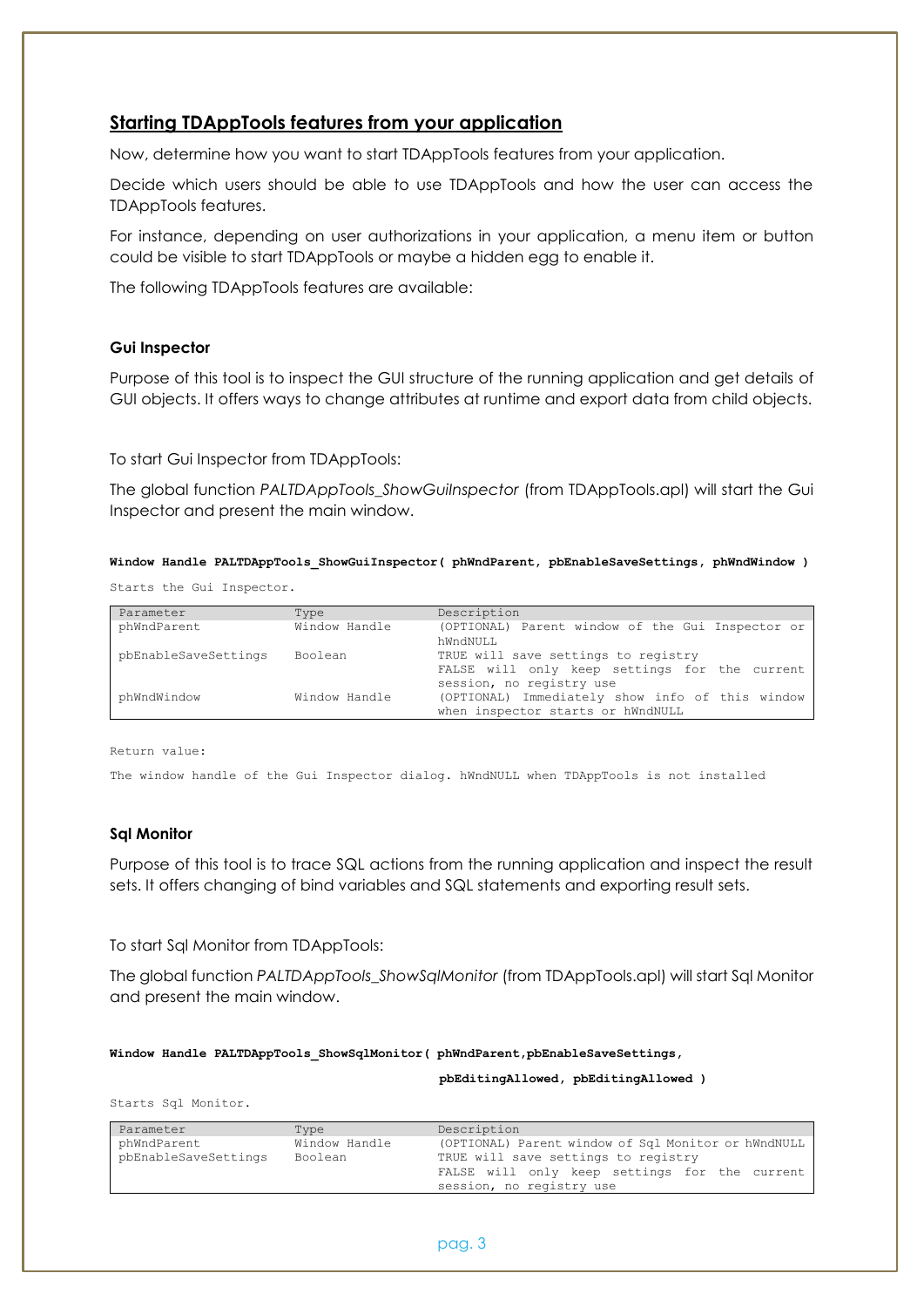## Starting TDAppTools features from your application

Now, determine how you want to start TDAppTools features from your application.

Decide which users should be able to use TDAppTools and how the user can access the TDAppTools features.

For instance, depending on user authorizations in your application, a menu item or button could be visible to start TDAppTools or maybe a hidden egg to enable it.

The following TDAppTools features are available:

### Gui Inspector

Purpose of this tool is to inspect the GUI structure of the running application and get details of GUI objects. It offers ways to change attributes at runtime and export data from child objects.

To start Gui Inspector from TDAppTools:

The global function *PALTDAppTools_ShowGuiInspector* (from TDAppTools.apl) will start the Gui Inspector and present the main window.

**Window Handle PALTDAppTools_ShowGuiInspector( phWndParent, pbEnableSaveSettings, phWndWindow )**

Starts the Gui Inspector.

| Parameter | Type | Description |
|---|---|---|
| phWndParent | Window Handle | (OPTIONAL) Parent window of the Gui Inspector or hWndNULL |
| pbEnableSaveSettings | Boolean | TRUE will save settings to registry<br>FALSE will only keep settings for the current session, no registry use |
| phWndWindow | Window Handle | (OPTIONAL) Immediately show info of this window when inspector starts or hWndNULL |

Return value:

The window handle of the Gui Inspector dialog. hWndNULL when TDAppTools is not installed

### Sql Monitor

Purpose of this tool is to trace SQL actions from the running application and inspect the result sets. It offers changing of bind variables and SQL statements and exporting result sets.

To start Sql Monitor from TDAppTools:

The global function *PALTDAppTools_ShowSqlMonitor* (from TDAppTools.apl) will start Sql Monitor and present the main window.

**Window Handle PALTDAppTools_ShowSqlMonitor( phWndParent,pbEnableSaveSettings, pbEditingAllowed, pbEditingAllowed )**

Starts Sql Monitor.

| Parameter | Type | Description |
|---|---|---|
| phWndParent | Window Handle | (OPTIONAL) Parent window of Sql Monitor or hWndNULL |
| pbEnableSaveSettings | Boolean | TRUE will save settings to registry<br>FALSE will only keep settings for the current session, no registry use |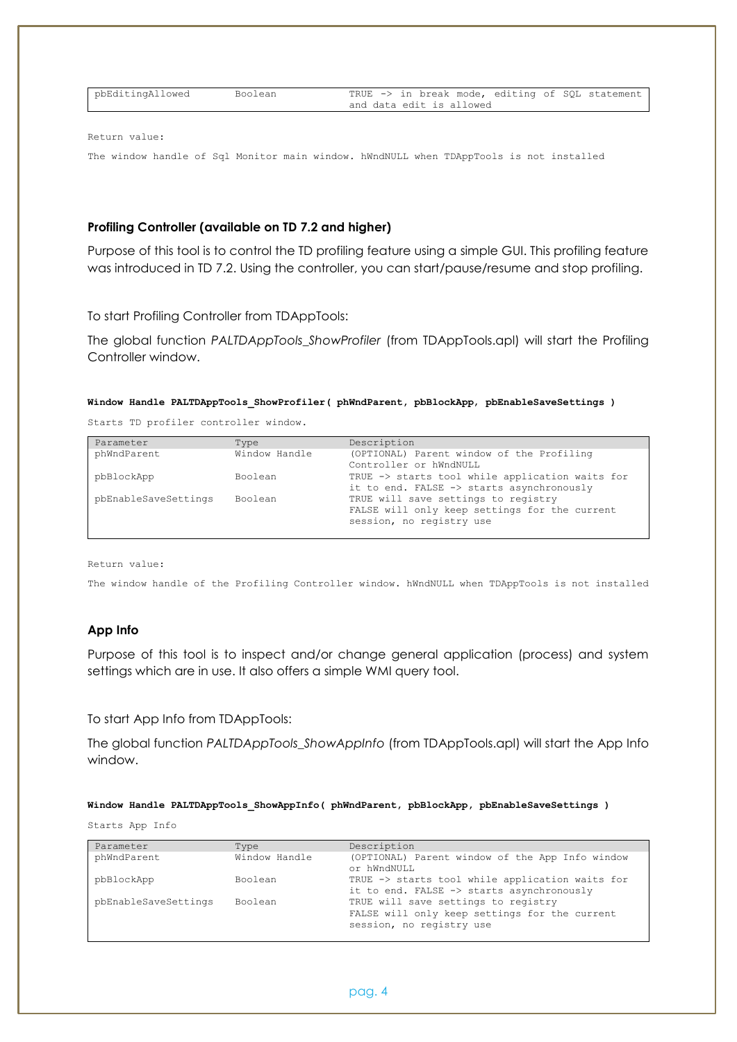| | | |
|---|---|---|
| pbEditingAllowed | Boolean | TRUE -> in break mode, editing of SQL statement and data edit is allowed |

Return value:

The window handle of Sql Monitor main window. hWndNULL when TDAppTools is not installed

### Profiling Controller (available on TD 7.2 and higher)

Purpose of this tool is to control the TD profiling feature using a simple GUI. This profiling feature was introduced in TD 7.2. Using the controller, you can start/pause/resume and stop profiling.

To start Profiling Controller from TDAppTools:

The global function *PALTDAppTools_ShowProfiler* (from TDAppTools.apl) will start the Profiling Controller window.

**Window Handle PALTDAppTools_ShowProfiler( phWndParent, pbBlockApp, pbEnableSaveSettings )**

Starts TD profiler controller window.

| Parameter | Type | Description |
|---|---|---|
| phWndParent | Window Handle | (OPTIONAL) Parent window of the Profiling Controller or hWndNULL |
| pbBlockApp | Boolean | TRUE -> starts tool while application waits for it to end. FALSE -> starts asynchronously |
| pbEnableSaveSettings | Boolean | TRUE will save settings to registry<br>FALSE will only keep settings for the current session, no registry use |

Return value:

The window handle of the Profiling Controller window. hWndNULL when TDAppTools is not installed

### App Info

Purpose of this tool is to inspect and/or change general application (process) and system settings which are in use. It also offers a simple WMI query tool.

To start App Info from TDAppTools:

The global function *PALTDAppTools_ShowAppInfo* (from TDAppTools.apl) will start the App Info window.

**Window Handle PALTDAppTools_ShowAppInfo( phWndParent, pbBlockApp, pbEnableSaveSettings )**

Starts App Info

| Parameter | Type | Description |
|---|---|---|
| phWndParent | Window Handle | (OPTIONAL) Parent window of the App Info window or hWndNULL |
| pbBlockApp | Boolean | TRUE -> starts tool while application waits for it to end. FALSE -> starts asynchronously |
| pbEnableSaveSettings | Boolean | TRUE will save settings to registry<br>FALSE will only keep settings for the current session, no registry use |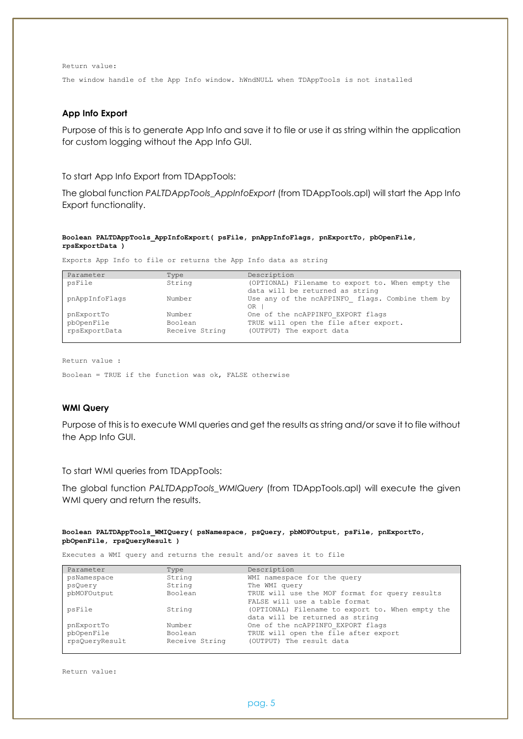Return value:

The window handle of the App Info window. hWndNULL when TDAppTools is not installed

### App Info Export

Purpose of this is to generate App Info and save it to file or use it as string within the application for custom logging without the App Info GUI.

To start App Info Export from TDAppTools:

The global function *PALTDAppTools_AppInfoExport* (from TDAppTools.apl) will start the App Info Export functionality.

**Boolean PALTDAppTools_AppInfoExport( psFile, pnAppInfoFlags, pnExportTo, pbOpenFile, rpsExportData )**

Exports App Info to file or returns the App Info data as string

| Parameter | Type | Description |
|---|---|---|
| psFile | String | (OPTIONAL) Filename to export to. When empty the data will be returned as string |
| pnAppInfoFlags | Number | Use any of the ncAPPINFO_ flags. Combine them by OR \| |
| pnExportTo | Number | One of the ncAPPINFO_EXPORT flags |
| pbOpenFile | Boolean | TRUE will open the file after export. |
| rpsExportData | Receive String | (OUTPUT) The export data |

Return value :

Boolean = TRUE if the function was ok, FALSE otherwise

### WMI Query

Purpose of this is to execute WMI queries and get the results as string and/or save it to file without the App Info GUI.

To start WMI queries from TDAppTools:

The global function *PALTDAppTools_WMIQuery* (from TDAppTools.apl) will execute the given WMI query and return the results.

**Boolean PALTDAppTools_WMIQuery( psNamespace, psQuery, pbMOFOutput, psFile, pnExportTo, pbOpenFile, rpsQueryResult )**

Executes a WMI query and returns the result and/or saves it to file

| Parameter | Type | Description |
|---|---|---|
| psNamespace | String | WMI namespace for the query |
| psQuery | String | The WMI query |
| pbMOFOutput | Boolean | TRUE will use the MOF format for query results FALSE will use a table format |
| psFile | String | (OPTIONAL) Filename to export to. When empty the data will be returned as string |
| pnExportTo | Number | One of the ncAPPINFO_EXPORT flags |
| pbOpenFile | Boolean | TRUE will open the file after export |
| rpsQueryResult | Receive String | (OUTPUT) The result data |

Return value: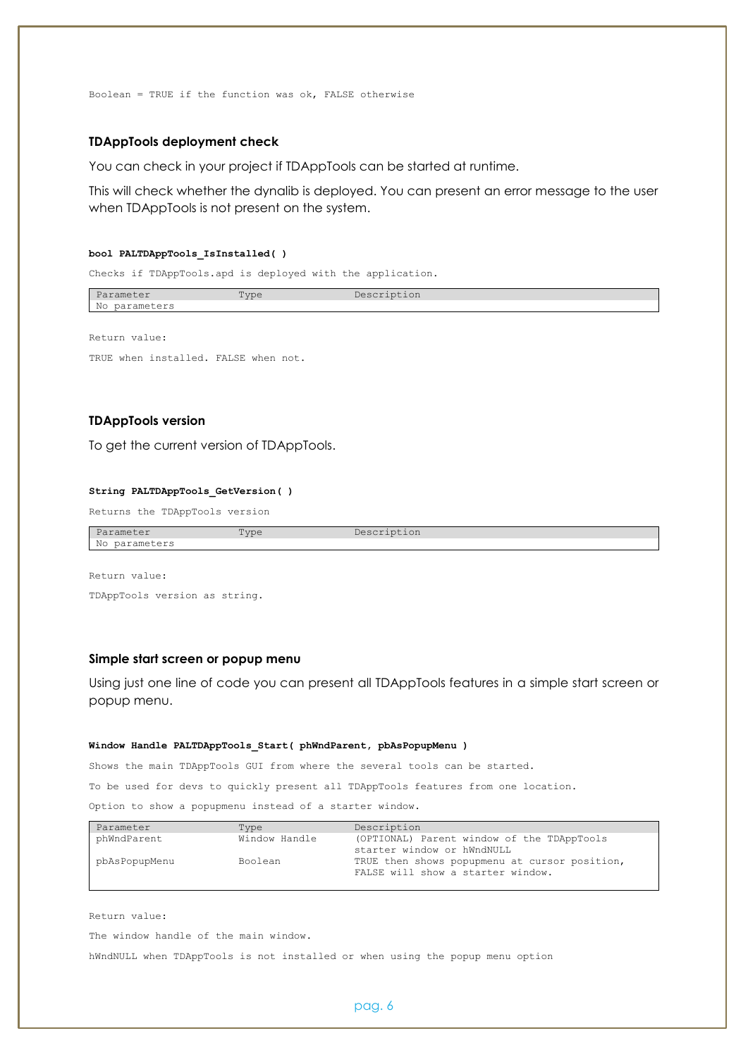Boolean = TRUE if the function was ok, FALSE otherwise

### TDAppTools deployment check

You can check in your project if TDAppTools can be started at runtime.

This will check whether the dynalib is deployed. You can present an error message to the user when TDAppTools is not present on the system.

**bool PALTDAppTools_IsInstalled( )**

Checks if TDAppTools.apd is deployed with the application.

| Parameter | Type | Description |
|---|---|---|
| No parameters | | |

Return value:

TRUE when installed. FALSE when not.

### TDAppTools version

To get the current version of TDAppTools.

**String PALTDAppTools_GetVersion( )**

Returns the TDAppTools version

| Parameter | Type | Description |
|---|---|---|
| No parameters | | |

Return value:

TDAppTools version as string.

### Simple start screen or popup menu

Using just one line of code you can present all TDAppTools features in a simple start screen or popup menu.

**Window Handle PALTDAppTools_Start( phWndParent, pbAsPopupMenu )**

Shows the main TDAppTools GUI from where the several tools can be started.

To be used for devs to quickly present all TDAppTools features from one location.

Option to show a popupmenu instead of a starter window.

| Parameter | Type | Description |
|---|---|---|
| phWndParent | Window Handle | (OPTIONAL) Parent window of the TDAppTools starter window or hWndNULL |
| pbAsPopupMenu | Boolean | TRUE then shows popupmenu at cursor position, FALSE will show a starter window. |

Return value:

The window handle of the main window.

hWndNULL when TDAppTools is not installed or when using the popup menu option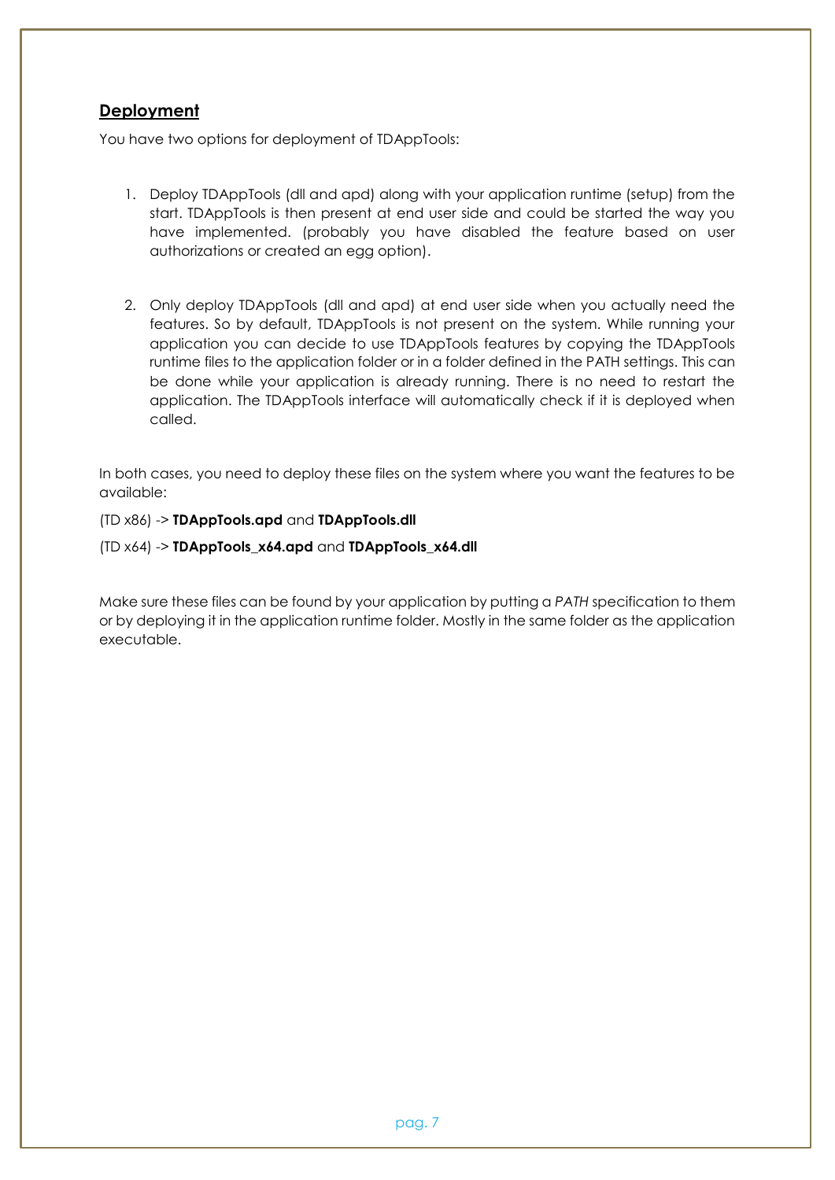## Deployment

You have two options for deployment of TDAppTools:

1. Deploy TDAppTools (dll and apd) along with your application runtime (setup) from the start. TDAppTools is then present at end user side and could be started the way you have implemented. (probably you have disabled the feature based on user authorizations or created an egg option).

2. Only deploy TDAppTools (dll and apd) at end user side when you actually need the features. So by default, TDAppTools is not present on the system. While running your application you can decide to use TDAppTools features by copying the TDAppTools runtime files to the application folder or in a folder defined in the PATH settings. This can be done while your application is already running. There is no need to restart the application. The TDAppTools interface will automatically check if it is deployed when called.

In both cases, you need to deploy these files on the system where you want the features to be available:

(TD x86) -> **TDAppTools.apd** and **TDAppTools.dll**

(TD x64) -> **TDAppTools_x64.apd** and **TDAppTools_x64.dll**

Make sure these files can be found by your application by putting a *PATH* specification to them or by deploying it in the application runtime folder. Mostly in the same folder as the application executable.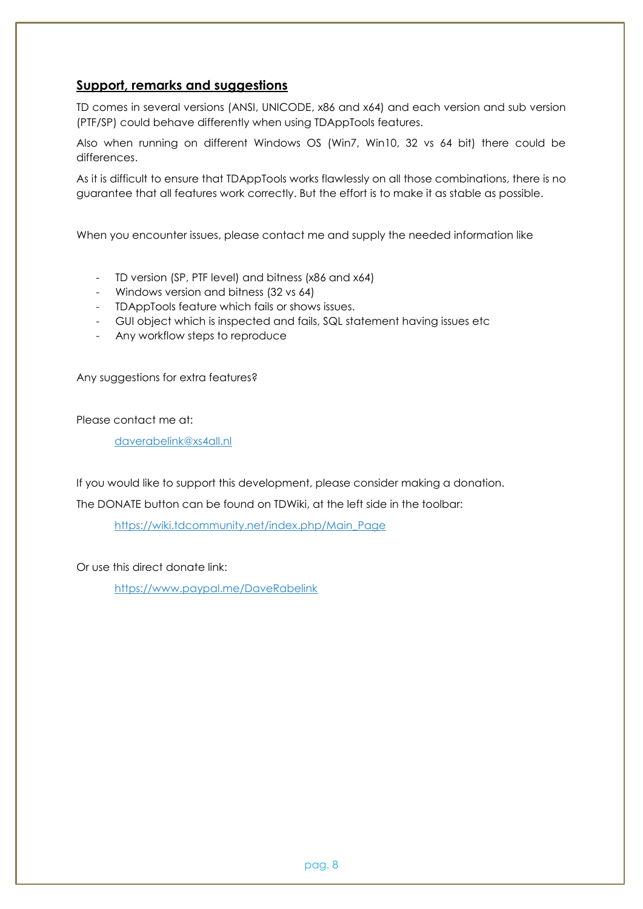## **Support, remarks and suggestions**

TD comes in several versions (ANSI, UNICODE, x86 and x64) and each version and sub version (PTF/SP) could behave differently when using TDAppTools features.

Also when running on different Windows OS (Win7, Win10, 32 vs 64 bit) there could be differences.

As it is difficult to ensure that TDAppTools works flawlessly on all those combinations, there is no guarantee that all features work correctly. But the effort is to make it as stable as possible.

When you encounter issues, please contact me and supply the needed information like

- TD version (SP, PTF level) and bitness (x86 and x64)
- Windows version and bitness (32 vs 64)
- TDAppTools feature which fails or shows issues.
- GUI object which is inspected and fails, SQL statement having issues etc
- Any workflow steps to reproduce

Any suggestions for extra features?

Please contact me at:

daverabelink@xs4all.nl

If you would like to support this development, please consider making a donation.

The DONATE button can be found on TDWiki, at the left side in the toolbar:

https://wiki.tdcommunity.net/index.php/Main_Page

Or use this direct donate link:

https://www.paypal.me/DaveRabelink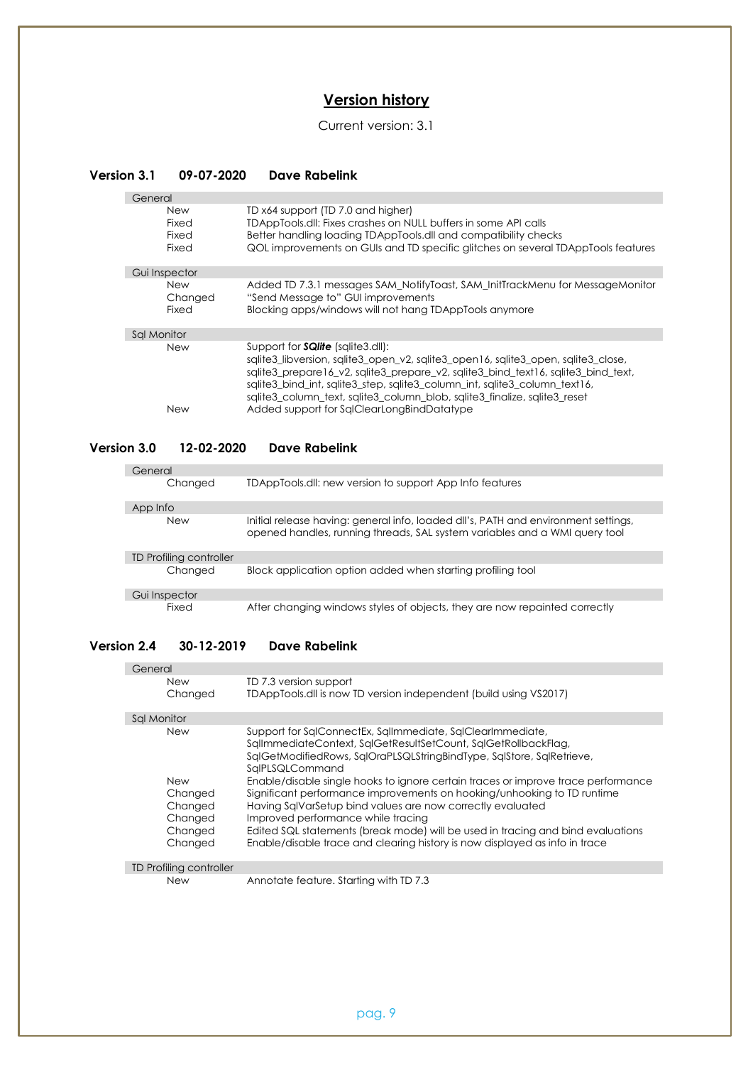# Version history

Current version: 3.1

## Version 3.1 09-07-2020 Dave Rabelink

| | |
|---|---|
| **General** | |
| New | TD x64 support (TD 7.0 and higher) |
| Fixed | TDAppTools.dll: Fixes crashes on NULL buffers in some API calls |
| Fixed | Better handling loading TDAppTools.dll and compatibility checks |
| Fixed | QOL improvements on GUIs and TD specific glitches on several TDAppTools features |
| **Gui Inspector** | |
| New | Added TD 7.3.1 messages SAM_NotifyToast, SAM_InitTrackMenu for MessageMonitor |
| Changed | "Send Message to" GUI improvements |
| Fixed | Blocking apps/windows will not hang TDAppTools anymore |
| **Sql Monitor** | |
| New | Support for ***SQlite*** (sqlite3.dll): sqlite3_libversion, sqlite3_open_v2, sqlite3_open16, sqlite3_open, sqlite3_close, sqlite3_prepare16_v2, sqlite3_prepare_v2, sqlite3_bind_text16, sqlite3_bind_text, sqlite3_bind_int, sqlite3_step, sqlite3_column_int, sqlite3_column_text16, sqlite3_column_text, sqlite3_column_blob, sqlite3_finalize, sqlite3_reset |
| New | Added support for SqlClearLongBindDatatype |

## Version 3.0 12-02-2020 Dave Rabelink

| | |
|---|---|
| **General** | |
| Changed | TDAppTools.dll: new version to support App Info features |
| **App Info** | |
| New | Initial release having: general info, loaded dll's, PATH and environment settings, opened handles, running threads, SAL system variables and a WMI query tool |
| **TD Profiling controller** | |
| Changed | Block application option added when starting profiling tool |
| **Gui Inspector** | |
| Fixed | After changing windows styles of objects, they are now repainted correctly |

## Version 2.4 30-12-2019 Dave Rabelink

| | |
|---|---|
| **General** | |
| New | TD 7.3 version support |
| Changed | TDAppTools.dll is now TD version independent (build using VS2017) |
| **Sql Monitor** | |
| New | Support for SqlConnectEx, SqlImmediate, SqlClearImmediate, SqlImmediateContext, SqlGetResultSetCount, SqlGetRollbackFlag, SqlGetModifiedRows, SqlOraPLSQLStringBindType, SqlStore, SqlRetrieve, SqlPLSQLCommand |
| New | Enable/disable single hooks to ignore certain traces or improve trace performance |
| Changed | Significant performance improvements on hooking/unhooking to TD runtime |
| Changed | Having SqlVarSetup bind values are now correctly evaluated |
| Changed | Improved performance while tracing |
| Changed | Edited SQL statements (break mode) will be used in tracing and bind evaluations |
| Changed | Enable/disable trace and clearing history is now displayed as info in trace |
| **TD Profiling controller** | |
| New | Annotate feature. Starting with TD 7.3 |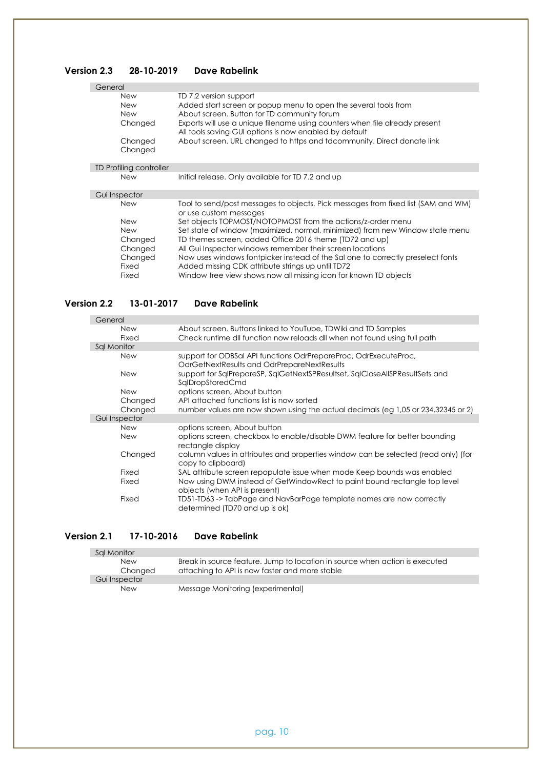## Version 2.3 28-10-2019 Dave Rabelink

| | |
|---|---|
| **General** | |
| New | TD 7.2 version support |
| New | Added start screen or popup menu to open the several tools from |
| New | About screen. Button for TD community forum |
| Changed | Exports will use a unique filename using counters when file already present |
| | All tools saving GUI options is now enabled by default |
| Changed | About screen. URL changed to https and tdcommunity. Direct donate link |
| Changed | |
| **TD Profiling controller** | |
| New | Initial release. Only available for TD 7.2 and up |
| **Gui Inspector** | |
| New | Tool to send/post messages to objects. Pick messages from fixed list (SAM and WM) or use custom messages |
| New | Set objects TOPMOST/NOTOPMOST from the actions/z-order menu |
| New | Set state of window (maximized, normal, minimized) from new Window state menu |
| Changed | TD themes screen, added Office 2016 theme (TD72 and up) |
| Changed | All Gui Inspector windows remember their screen locations |
| Changed | Now uses windows fontpicker instead of the Sal one to correctly preselect fonts |
| Fixed | Added missing CDK attribute strings up until TD72 |
| Fixed | Window tree view shows now all missing icon for known TD objects |

## Version 2.2 13-01-2017 Dave Rabelink

| | |
|---|---|
| **General** | |
| New | About screen. Buttons linked to YouTube, TDWiki and TD Samples |
| Fixed | Check runtime dll function now reloads dll when not found using full path |
| **Sql Monitor** | |
| New | support for ODBSal API functions OdrPrepareProc, OdrExecuteProc, OdrGetNextResults and OdrPrepareNextResults |
| New | support for SqlPrepareSP, SqlGetNextSPResultset, SqlCloseAllSPResultSets and SqlDropStoredCmd |
| New | options screen, About button |
| Changed | API attached functions list is now sorted |
| Changed | number values are now shown using the actual decimals (eg 1,05 or 234,32345 or 2) |
| **Gui Inspector** | |
| New | options screen, About button |
| New | options screen, checkbox to enable/disable DWM feature for better bounding rectangle display |
| Changed | column values in attributes and properties window can be selected (read only) (for copy to clipboard) |
| Fixed | SAL attribute screen repopulate issue when mode Keep bounds was enabled |
| Fixed | Now using DWM instead of GetWindowRect to paint bound rectangle top level objects (when API is present) |
| Fixed | TD51-TD63 -> TabPage and NavBarPage template names are now correctly determined (TD70 and up is ok) |

## Version 2.1 17-10-2016 Dave Rabelink

| | |
|---|---|
| **Sql Monitor** | |
| New | Break in source feature. Jump to location in source when action is executed |
| Changed | attaching to API is now faster and more stable |
| **Gui Inspector** | |
| New | Message Monitoring (experimental) |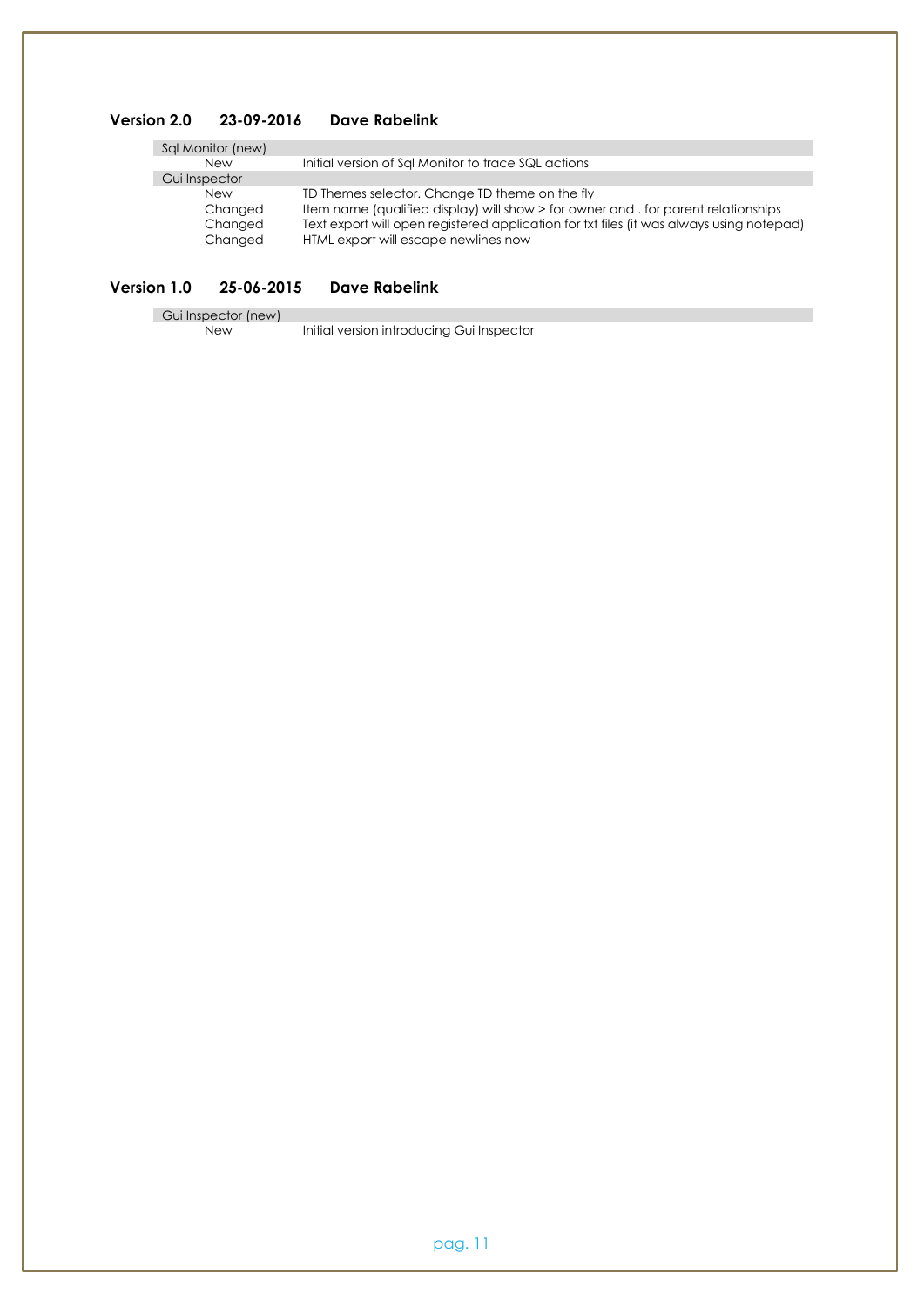**Version 2.0 23-09-2016 Dave Rabelink**

| | |
|---|---|
| Sql Monitor (new) | |
| New | Initial version of Sql Monitor to trace SQL actions |
| Gui Inspector | |
| New | TD Themes selector. Change TD theme on the fly |
| Changed | Item name (qualified display) will show > for owner and . for parent relationships |
| Changed | Text export will open registered application for txt files (it was always using notepad) |
| Changed | HTML export will escape newlines now |

**Version 1.0 25-06-2015 Dave Rabelink**

| | |
|---|---|
| Gui Inspector (new) | |
| New | Initial version introducing Gui Inspector |